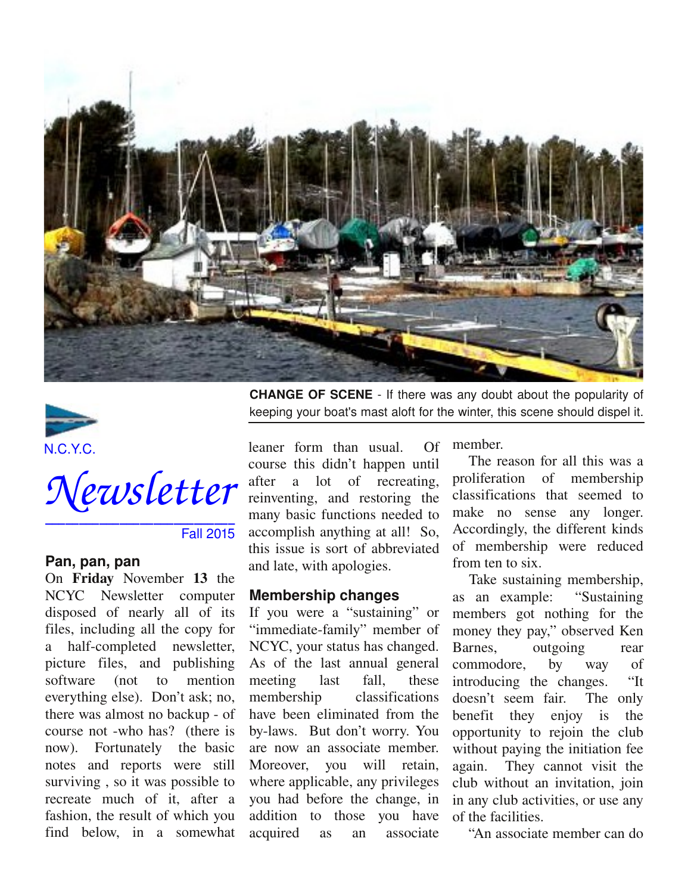**CHANGE OF SCENE** - If there was any doubt about the popularity of keeping your boat's mast aloft for the winter, this scene should dispel it.

N.C.Y.C.

# Newsletter

Fall 2015

## Pan, pan, pan

On **Friday** November **13** the NCYC Newsletter computer disposed of nearly all of its files, including all the copy for a half-completed newsletter, picture files, and publishing software (not to mention everything else). Don't ask; no, there was almost no backup - of course not -who has? (there is now). Fortunately the basic notes and reports were still surviving , so it was possible to recreate much of it, after a fashion, the result of which you find below, in a somewhat leaner form than usual. Of course this didn't happen until after a lot of recreating, reinventing, and restoring the many basic functions needed to accomplish anything at all! So, this issue is sort of abbreviated and late, with apologies.

## Membership changes

If you were a "sustaining" or "immediate-family" member of NCYC, your status has changed. As of the last annual general meeting last fall, these membership classifications have been eliminated from the by-laws. But don't worry. You are now an associate member. Moreover, you will retain, where applicable, any privileges you had before the change, in addition to those you have acquired as an associate member.

The reason for all this was a proliferation of membership classifications that seemed to make no sense any longer. Accordingly, the different kinds of membership were reduced from ten to six.

Take sustaining membership, as an example: "Sustaining members got nothing for the money they pay," observed Ken Barnes, outgoing rear commodore, by way of introducing the changes. "It doesn't seem fair. The only benefit they enjoy is the opportunity to rejoin the club without paying the initiation fee again. They cannot visit the club without an invitation, join in any club activities, or use any of the facilities.

"An associate member can do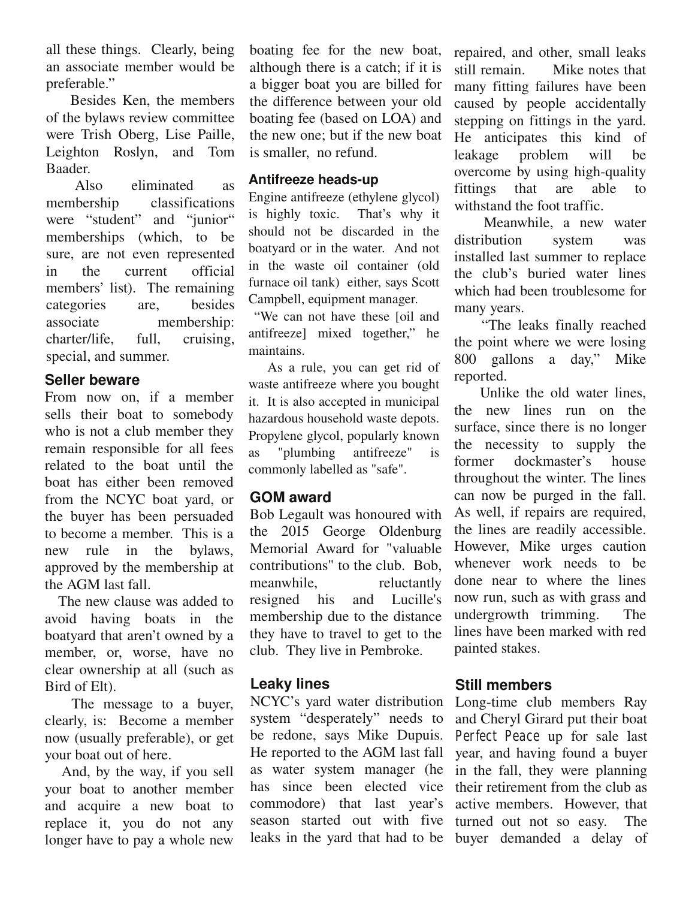all these things. Clearly, being an associate member would be preferable."

Besides Ken, the members of the bylaws review committee were Trish Oberg, Lise Paille, Leighton Roslyn, and Tom Baader.

Also eliminated as membership classifications were "student" and "junior" memberships (which, to be sure, are not even represented in the current official members' list). The remaining categories are, besides associate membership: charter/life, full, cruising, special, and summer.

### Seller beware

From now on, if a member sells their boat to somebody who is not a club member they remain responsible for all fees related to the boat until the boat has either been removed from the NCYC boat yard, or the buyer has been persuaded to become a member. This is a new rule in the bylaws, approved by the membership at the AGM last fall.

The new clause was added to avoid having boats in the boatyard that aren't owned by a member, or, worse, have no clear ownership at all (such as Bird of Elt).

The message to a buyer, clearly, is: Become a member now (usually preferable), or get your boat out of here.

And, by the way, if you sell your boat to another member and acquire a new boat to replace it, you do not any longer have to pay a whole new boating fee for the new boat, although there is a catch; if it is a bigger boat you are billed for the difference between your old boating fee (based on LOA) and the new one; but if the new boat is smaller, no refund.

### Antifreeze heads-up

Engine antifreeze (ethylene glycol) is highly toxic. That's why it should not be discarded in the boatyard or in the water. And not in the waste oil container (old furnace oil tank) either, says Scott Campbell, equipment manager.

"We can not have these [oil and antifreeze] mixed together," he maintains.

As a rule, you can get rid of waste antifreeze where you bought it. It is also accepted in municipal hazardous household waste depots. Propylene glycol, popularly known as "plumbing antifreeze" is commonly labelled as "safe".

### GOM award

Bob Legault was honoured with the 2015 George Oldenburg Memorial Award for "valuable contributions" to the club. Bob, meanwhile, reluctantly resigned his and Lucille's membership due to the distance they have to travel to get to the club. They live in Pembroke.

### Leaky lines

NCYC's yard water distribution system "desperately" needs to be redone, says Mike Dupuis. He reported to the AGM last fall as water system manager (he has since been elected vice commodore) that last year's season started out with five leaks in the yard that had to be repaired, and other, small leaks still remain. Mike notes that many fitting failures have been caused by people accidentally stepping on fittings in the yard. He anticipates this kind of leakage problem will be overcome by using high-quality fittings that are able to withstand the foot traffic.

Meanwhile, a new water distribution system was installed last summer to replace the club's buried water lines which had been troublesome for many years.

"The leaks finally reached the point where we were losing 800 gallons a day," Mike reported.

Unlike the old water lines, the new lines run on the surface, since there is no longer the necessity to supply the former dockmaster's house throughout the winter. The lines can now be purged in the fall. As well, if repairs are required, the lines are readily accessible. However, Mike urges caution whenever work needs to be done near to where the lines now run, such as with grass and undergrowth trimming. The lines have been marked with red painted stakes.

### Still members

Long-time club members Ray and Cheryl Girard put their boat *Perfect Peace* up for sale last year, and having found a buyer in the fall, they were planning their retirement from the club as active members. However, that turned out not so easy. The buyer demanded a delay of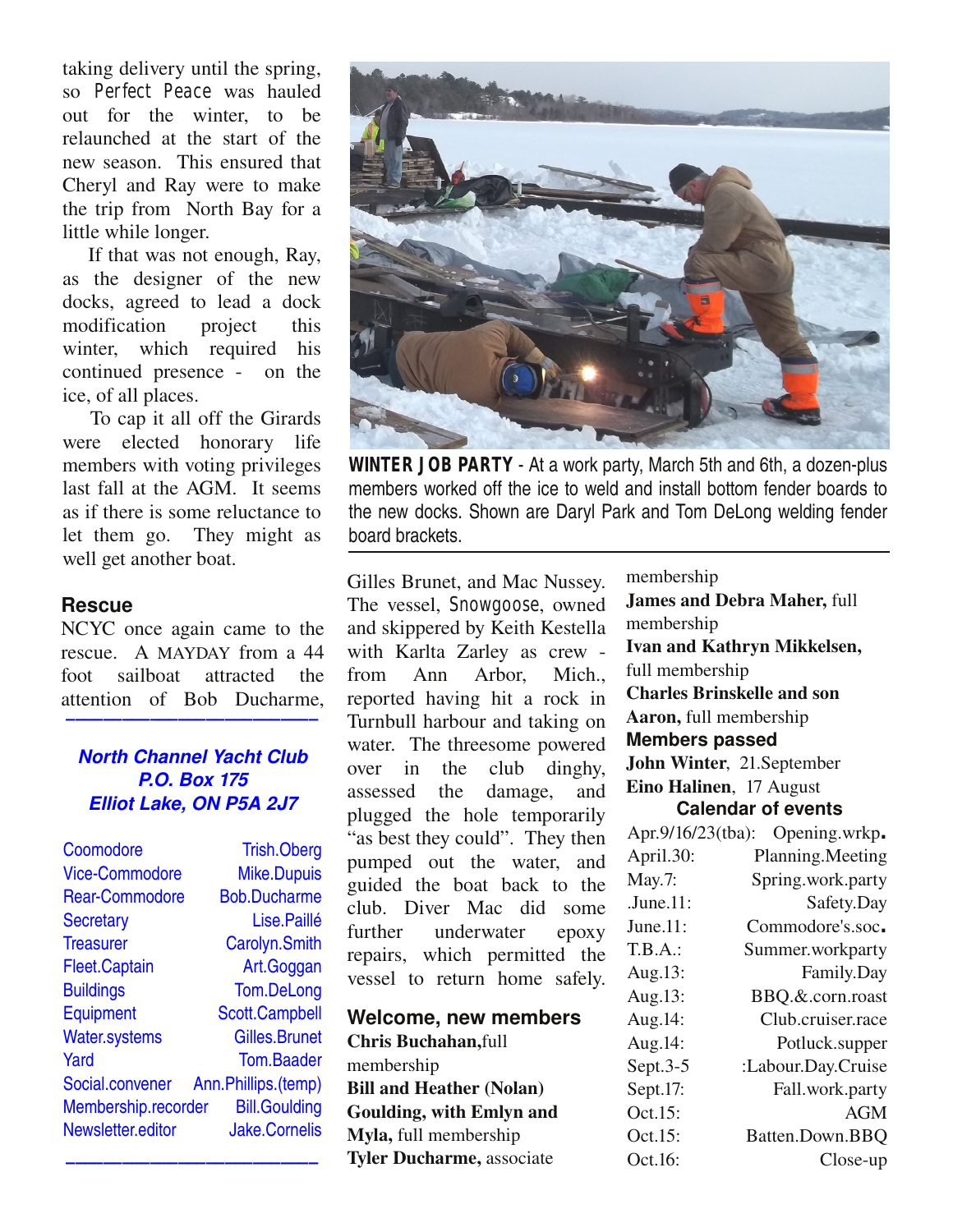taking delivery until the spring, so Perfect Peace was hauled out for the winter, to be relaunched at the start of the new season. This ensured that Cheryl and Ray were to make the trip from North Bay for a little while longer.

If that was not enough, Ray, as the designer of the new docks, agreed to lead a dock modification project this winter, which required his continued presence - on the ice, of all places.

To cap it all off the Girards were elected honorary life members with voting privileges last fall at the AGM. It seems as if there is some reluctance to let them go. They might as well get another boat.

## Rescue

NCYC once again came to the rescue. A MAYDAY from a 44 foot sailboat attracted the attention of Bob Ducharme, Gilles Brunet, and Mac Nussey. The vessel, Snowgoose, owned and skippered by Keith Kestella with Karlta Zarley as crew - from Ann Arbor, Mich., reported having hit a rock in Turnbull harbour and taking on water. The threesome powered over in the club dinghy, assessed the damage, and plugged the hole temporarily "as best they could". They then pumped out the water, and guided the boat back to the club. Diver Mac did some further underwater epoxy repairs, which permitted the vessel to return home safely.

**WINTER JOB PARTY** - At a work party, March 5th and 6th, a dozen-plus members worked off the ice to weld and install bottom fender boards to the new docks. Shown are Daryl Park and Tom DeLong welding fender board brackets.

***North Channel Yacht Club***
***P.O. Box 175***
***Elliot Lake, ON P5A 2J7***

| | |
|---|---|
| Coomodore | Trish.Oberg |
| Vice-Commodore | Mike.Dupuis |
| Rear-Commodore | Bob.Ducharme |
| Secretary | Lise.Paillé |
| Treasurer | Carolyn.Smith |
| Fleet.Captain | Art.Goggan |
| Buildings | Tom.DeLong |
| Equipment | Scott.Campbell |
| Water.systems | Gilles.Brunet |
| Yard | Tom.Baader |
| Social.convener | Ann.Phillips.(temp) |
| Membership.recorder | Bill.Goulding |
| Newsletter.editor | Jake.Cornelis |

## Welcome, new members

**Chris Buchahan,** full membership
**Bill and Heather (Nolan) Goulding, with Emlyn and Myla,** full membership
**Tyler Ducharme,** associate membership
**James and Debra Maher,** full membership
**Ivan and Kathryn Mikkelsen,** full membership
**Charles Brinskelle and son Aaron,** full membership

## Members passed

**John Winter**, 21.September
**Eino Halinen**, 17 August

## Calendar of events

| | |
|---|---|
| Apr.9/16/23(tba): | Opening.wrkp. |
| April.30: | Planning.Meeting |
| May.7: | Spring.work.party |
| .June.11: | Safety.Day |
| June.11: | Commodore's.soc. |
| T.B.A.: | Summer.workparty |
| Aug.13: | Family.Day |
| Aug.13: | BBQ.&.corn.roast |
| Aug.14: | Club.cruiser.race |
| Aug.14: | Potluck.supper |
| Sept.3-5 | :Labour.Day.Cruise |
| Sept.17: | Fall.work.party |
| Oct.15: | AGM |
| Oct.15: | Batten.Down.BBQ |
| Oct.16: | Close-up |